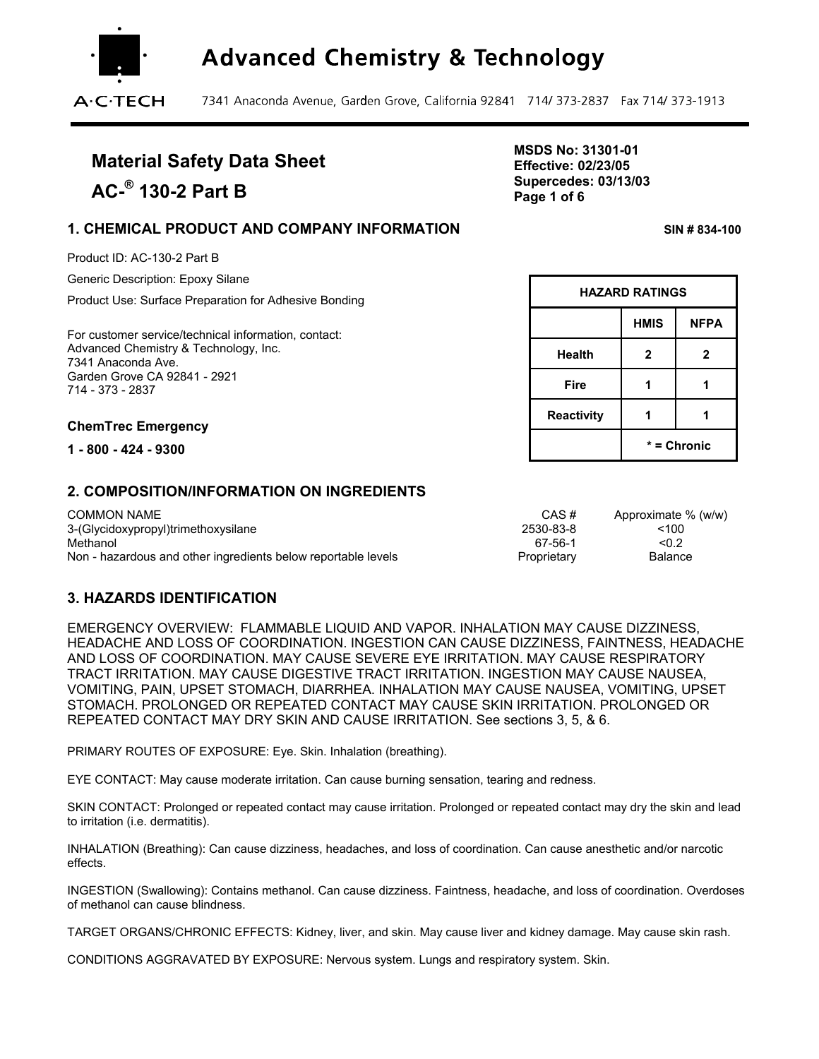# Advanced Chemistry & Technology

A·C·TECH 7341 Anaconda Avenue, Garden Grove, California 92841 714/ 373-2837 Fax 714/ 373-1913

## Material Safety Data Sheet

## AC-® 130-2 Part B

**MSDS No: 31301-01**
**Effective: 02/23/05**
**Supercedes: 03/13/03**

### 1. CHEMICAL PRODUCT AND COMPANY INFORMATION

**SIN # 834-100**

Product ID: AC-130-2 Part B

Generic Description: Epoxy Silane

Product Use: Surface Preparation for Adhesive Bonding

For customer service/technical information, contact:
Advanced Chemistry & Technology, Inc.
7341 Anaconda Ave.
Garden Grove CA 92841 - 2921
714 - 373 - 2837

**ChemTrec Emergency**

**1 - 800 - 424 - 9300**

| HAZARD RATINGS | | |
|---|---|---|
| | **HMIS** | **NFPA** |
| **Health** | 2 | 2 |
| **Fire** | 1 | 1 |
| **Reactivity** | 1 | 1 |
| | * = Chronic | |

### 2. COMPOSITION/INFORMATION ON INGREDIENTS

| COMMON NAME | CAS # | Approximate % (w/w) |
|---|---|---|
| 3-(Glycidoxypropyl)trimethoxysilane | 2530-83-8 | <100 |
| Methanol | 67-56-1 | <0.2 |
| Non - hazardous and other ingredients below reportable levels | Proprietary | Balance |

### 3. HAZARDS IDENTIFICATION

EMERGENCY OVERVIEW: FLAMMABLE LIQUID AND VAPOR. INHALATION MAY CAUSE DIZZINESS, HEADACHE AND LOSS OF COORDINATION. INGESTION CAN CAUSE DIZZINESS, FAINTNESS, HEADACHE AND LOSS OF COORDINATION. MAY CAUSE SEVERE EYE IRRITATION. MAY CAUSE RESPIRATORY TRACT IRRITATION. MAY CAUSE DIGESTIVE TRACT IRRITATION. INGESTION MAY CAUSE NAUSEA, VOMITING, PAIN, UPSET STOMACH, DIARRHEA. INHALATION MAY CAUSE NAUSEA, VOMITING, UPSET STOMACH. PROLONGED OR REPEATED CONTACT MAY CAUSE SKIN IRRITATION. PROLONGED OR REPEATED CONTACT MAY DRY SKIN AND CAUSE IRRITATION. See sections 3, 5, & 6.

PRIMARY ROUTES OF EXPOSURE: Eye. Skin. Inhalation (breathing).

EYE CONTACT: May cause moderate irritation. Can cause burning sensation, tearing and redness.

SKIN CONTACT: Prolonged or repeated contact may cause irritation. Prolonged or repeated contact may dry the skin and lead to irritation (i.e. dermatitis).

INHALATION (Breathing): Can cause dizziness, headaches, and loss of coordination. Can cause anesthetic and/or narcotic effects.

INGESTION (Swallowing): Contains methanol. Can cause dizziness. Faintness, headache, and loss of coordination. Overdoses of methanol can cause blindness.

TARGET ORGANS/CHRONIC EFFECTS: Kidney, liver, and skin. May cause liver and kidney damage. May cause skin rash.

CONDITIONS AGGRAVATED BY EXPOSURE: Nervous system. Lungs and respiratory system. Skin.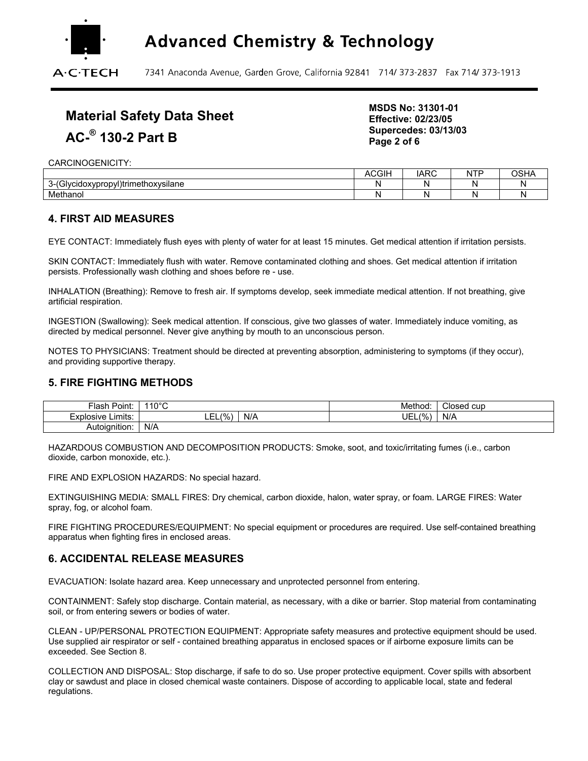CARCINOGENICITY:

| | ACGIH | IARC | NTP | OSHA |
|---|---|---|---|---|
| 3-(Glycidoxypropyl)trimethoxysilane | N | N | N | N |
| Methanol | N | N | N | N |

## 4. FIRST AID MEASURES

EYE CONTACT: Immediately flush eyes with plenty of water for at least 15 minutes. Get medical attention if irritation persists.

SKIN CONTACT: Immediately flush with water. Remove contaminated clothing and shoes. Get medical attention if irritation persists. Professionally wash clothing and shoes before re - use.

INHALATION (Breathing): Remove to fresh air. If symptoms develop, seek immediate medical attention. If not breathing, give artificial respiration.

INGESTION (Swallowing): Seek medical attention. If conscious, give two glasses of water. Immediately induce vomiting, as directed by medical personnel. Never give anything by mouth to an unconscious person.

NOTES TO PHYSICIANS: Treatment should be directed at preventing absorption, administering to symptoms (if they occur), and providing supportive therapy.

## 5. FIRE FIGHTING METHODS

| | | | | |
|---|---|---|---|---|
| Flash Point: | 110°C | | Method: | Closed cup |
| Explosive Limits: | LEL(%) | N/A | UEL(%) | N/A |
| Autoignition: | N/A | | | |

HAZARDOUS COMBUSTION AND DECOMPOSITION PRODUCTS: Smoke, soot, and toxic/irritating fumes (i.e., carbon dioxide, carbon monoxide, etc.).

FIRE AND EXPLOSION HAZARDS: No special hazard.

EXTINGUISHING MEDIA: SMALL FIRES: Dry chemical, carbon dioxide, halon, water spray, or foam. LARGE FIRES: Water spray, fog, or alcohol foam.

FIRE FIGHTING PROCEDURES/EQUIPMENT: No special equipment or procedures are required. Use self-contained breathing apparatus when fighting fires in enclosed areas.

## 6. ACCIDENTAL RELEASE MEASURES

EVACUATION: Isolate hazard area. Keep unnecessary and unprotected personnel from entering.

CONTAINMENT: Safely stop discharge. Contain material, as necessary, with a dike or barrier. Stop material from contaminating soil, or from entering sewers or bodies of water.

CLEAN - UP/PERSONAL PROTECTION EQUIPMENT: Appropriate safety measures and protective equipment should be used. Use supplied air respirator or self - contained breathing apparatus in enclosed spaces or if airborne exposure limits can be exceeded. See Section 8.

COLLECTION AND DISPOSAL: Stop discharge, if safe to do so. Use proper protective equipment. Cover spills with absorbent clay or sawdust and place in closed chemical waste containers. Dispose of according to applicable local, state and federal regulations.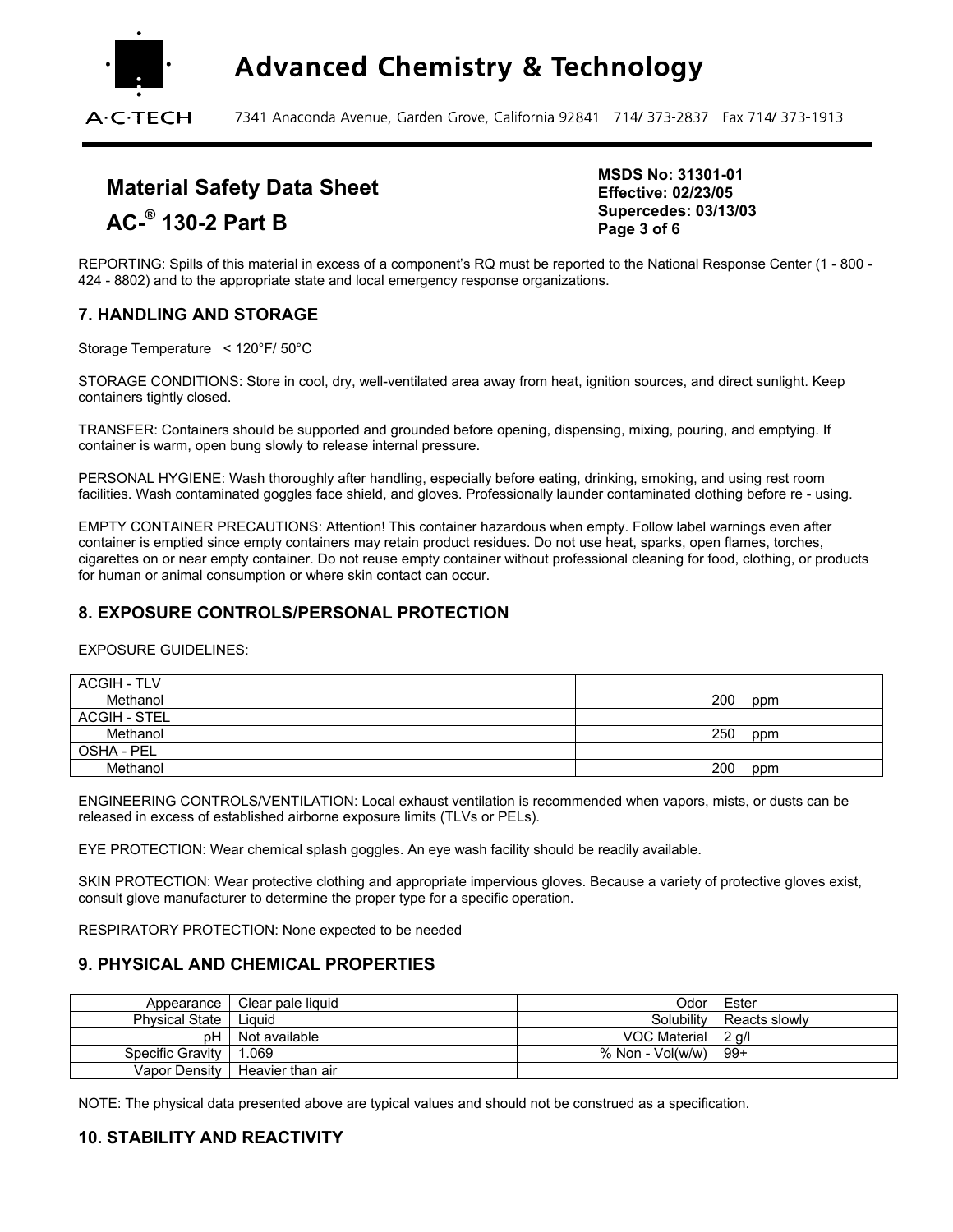REPORTING: Spills of this material in excess of a component's RQ must be reported to the National Response Center (1 - 800 - 424 - 8802) and to the appropriate state and local emergency response organizations.

## 7. HANDLING AND STORAGE

Storage Temperature < 120°F/ 50°C

STORAGE CONDITIONS: Store in cool, dry, well-ventilated area away from heat, ignition sources, and direct sunlight. Keep containers tightly closed.

TRANSFER: Containers should be supported and grounded before opening, dispensing, mixing, pouring, and emptying. If container is warm, open bung slowly to release internal pressure.

PERSONAL HYGIENE: Wash thoroughly after handling, especially before eating, drinking, smoking, and using rest room facilities. Wash contaminated goggles face shield, and gloves. Professionally launder contaminated clothing before re - using.

EMPTY CONTAINER PRECAUTIONS: Attention! This container hazardous when empty. Follow label warnings even after container is emptied since empty containers may retain product residues. Do not use heat, sparks, open flames, torches, cigarettes on or near empty container. Do not reuse empty container without professional cleaning for food, clothing, or products for human or animal consumption or where skin contact can occur.

## 8. EXPOSURE CONTROLS/PERSONAL PROTECTION

EXPOSURE GUIDELINES:

| | | |
|---|---|---|
| ACGIH - TLV | | |
| Methanol | 200 | ppm |
| ACGIH - STEL | | |
| Methanol | 250 | ppm |
| OSHA - PEL | | |
| Methanol | 200 | ppm |

ENGINEERING CONTROLS/VENTILATION: Local exhaust ventilation is recommended when vapors, mists, or dusts can be released in excess of established airborne exposure limits (TLVs or PELs).

EYE PROTECTION: Wear chemical splash goggles. An eye wash facility should be readily available.

SKIN PROTECTION: Wear protective clothing and appropriate impervious gloves. Because a variety of protective gloves exist, consult glove manufacturer to determine the proper type for a specific operation.

RESPIRATORY PROTECTION: None expected to be needed

## 9. PHYSICAL AND CHEMICAL PROPERTIES

| | | | |
|---|---|---|---|
| Appearance | Clear pale liquid | Odor | Ester |
| Physical State | Liquid | Solubility | Reacts slowly |
| pH | Not available | VOC Material | 2 g/l |
| Specific Gravity | 1.069 | % Non - Vol(w/w) | 99+ |
| Vapor Density | Heavier than air | | |

NOTE: The physical data presented above are typical values and should not be construed as a specification.

## 10. STABILITY AND REACTIVITY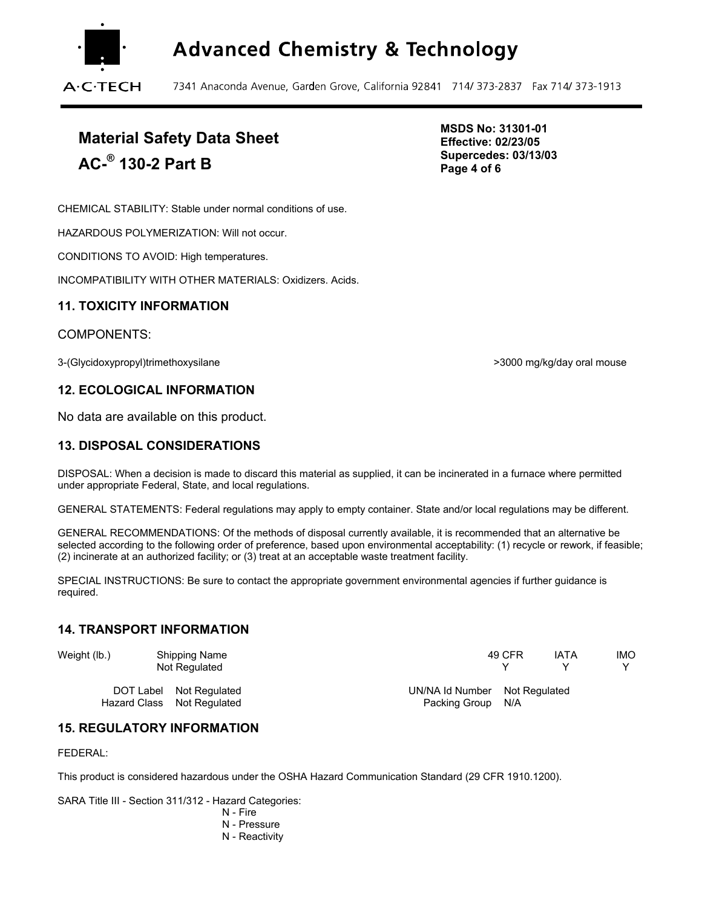CHEMICAL STABILITY: Stable under normal conditions of use.

HAZARDOUS POLYMERIZATION: Will not occur.

CONDITIONS TO AVOID: High temperatures.

INCOMPATIBILITY WITH OTHER MATERIALS: Oxidizers. Acids.

## 11. TOXICITY INFORMATION

COMPONENTS:

| | |
|---|---|
| 3-(Glycidoxypropyl)trimethoxysilane | >3000 mg/kg/day oral mouse |

## 12. ECOLOGICAL INFORMATION

No data are available on this product.

## 13. DISPOSAL CONSIDERATIONS

DISPOSAL: When a decision is made to discard this material as supplied, it can be incinerated in a furnace where permitted under appropriate Federal, State, and local regulations.

GENERAL STATEMENTS: Federal regulations may apply to empty container. State and/or local regulations may be different.

GENERAL RECOMMENDATIONS: Of the methods of disposal currently available, it is recommended that an alternative be selected according to the following order of preference, based upon environmental acceptability: (1) recycle or rework, if feasible; (2) incinerate at an authorized facility; or (3) treat at an acceptable waste treatment facility.

SPECIAL INSTRUCTIONS: Be sure to contact the appropriate government environmental agencies if further guidance is required.

## 14. TRANSPORT INFORMATION

| Weight (lb.) | Shipping Name | 49 CFR | IATA | IMO |
|---|---|---|---|---|
| | Not Regulated | Y | Y | Y |

| | | | |
|---|---|---|---|
| DOT Label | Not Regulated | UN/NA Id Number | Not Regulated |
| Hazard Class | Not Regulated | Packing Group | N/A |

## 15. REGULATORY INFORMATION

FEDERAL:

This product is considered hazardous under the OSHA Hazard Communication Standard (29 CFR 1910.1200).

SARA Title III - Section 311/312 - Hazard Categories:

N - Fire
N - Pressure
N - Reactivity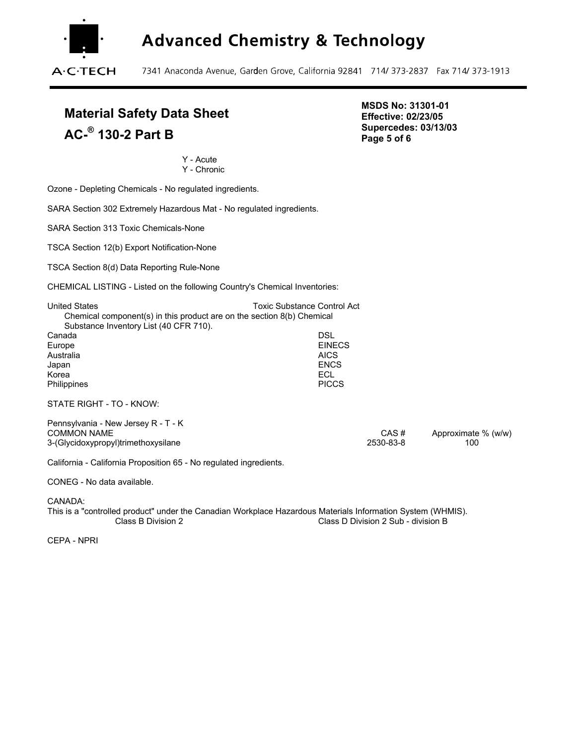Y - Acute
Y - Chronic

Ozone - Depleting Chemicals - No regulated ingredients.

SARA Section 302 Extremely Hazardous Mat - No regulated ingredients.

SARA Section 313 Toxic Chemicals-None

TSCA Section 12(b) Export Notification-None

TSCA Section 8(d) Data Reporting Rule-None

CHEMICAL LISTING - Listed on the following Country's Chemical Inventories:

United States — Toxic Substance Control Act

Chemical component(s) in this product are on the section 8(b) Chemical Substance Inventory List (40 CFR 710).

| | |
|---|---|
| Canada | DSL |
| Europe | EINECS |
| Australia | AICS |
| Japan | ENCS |
| Korea | ECL |
| Philippines | PICCS |

STATE RIGHT - TO - KNOW:

Pennsylvania - New Jersey R - T - K

| COMMON NAME | CAS # | Approximate % (w/w) |
|---|---|---|
| 3-(Glycidoxypropyl)trimethoxysilane | 2530-83-8 | 100 |

California - California Proposition 65 - No regulated ingredients.

CONEG - No data available.

CANADA:
This is a "controlled product" under the Canadian Workplace Hazardous Materials Information System (WHMIS).
Class B Division 2 — Class D Division 2 Sub - division B

CEPA - NPRI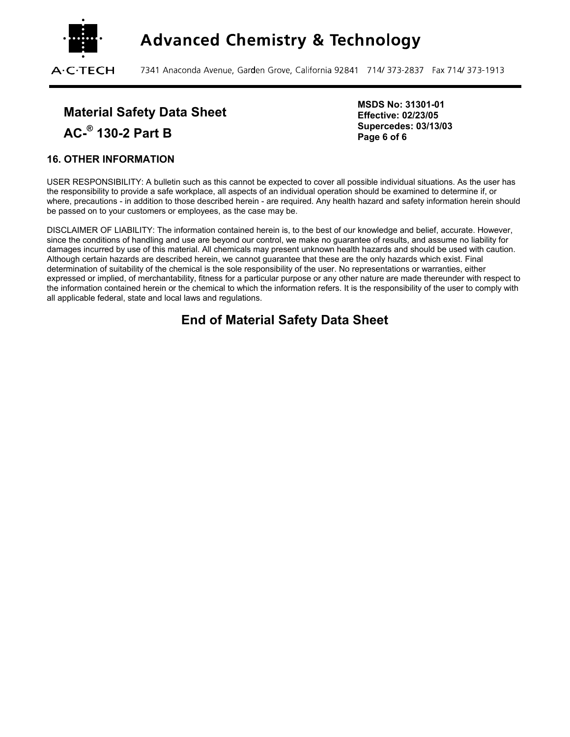## 16. OTHER INFORMATION

USER RESPONSIBILITY: A bulletin such as this cannot be expected to cover all possible individual situations. As the user has the responsibility to provide a safe workplace, all aspects of an individual operation should be examined to determine if, or where, precautions - in addition to those described herein - are required. Any health hazard and safety information herein should be passed on to your customers or employees, as the case may be.

DISCLAIMER OF LIABILITY: The information contained herein is, to the best of our knowledge and belief, accurate. However, since the conditions of handling and use are beyond our control, we make no guarantee of results, and assume no liability for damages incurred by use of this material. All chemicals may present unknown health hazards and should be used with caution. Although certain hazards are described herein, we cannot guarantee that these are the only hazards which exist. Final determination of suitability of the chemical is the sole responsibility of the user. No representations or warranties, either expressed or implied, of merchantability, fitness for a particular purpose or any other nature are made thereunder with respect to the information contained herein or the chemical to which the information refers. It is the responsibility of the user to comply with all applicable federal, state and local laws and regulations.

**End of Material Safety Data Sheet**